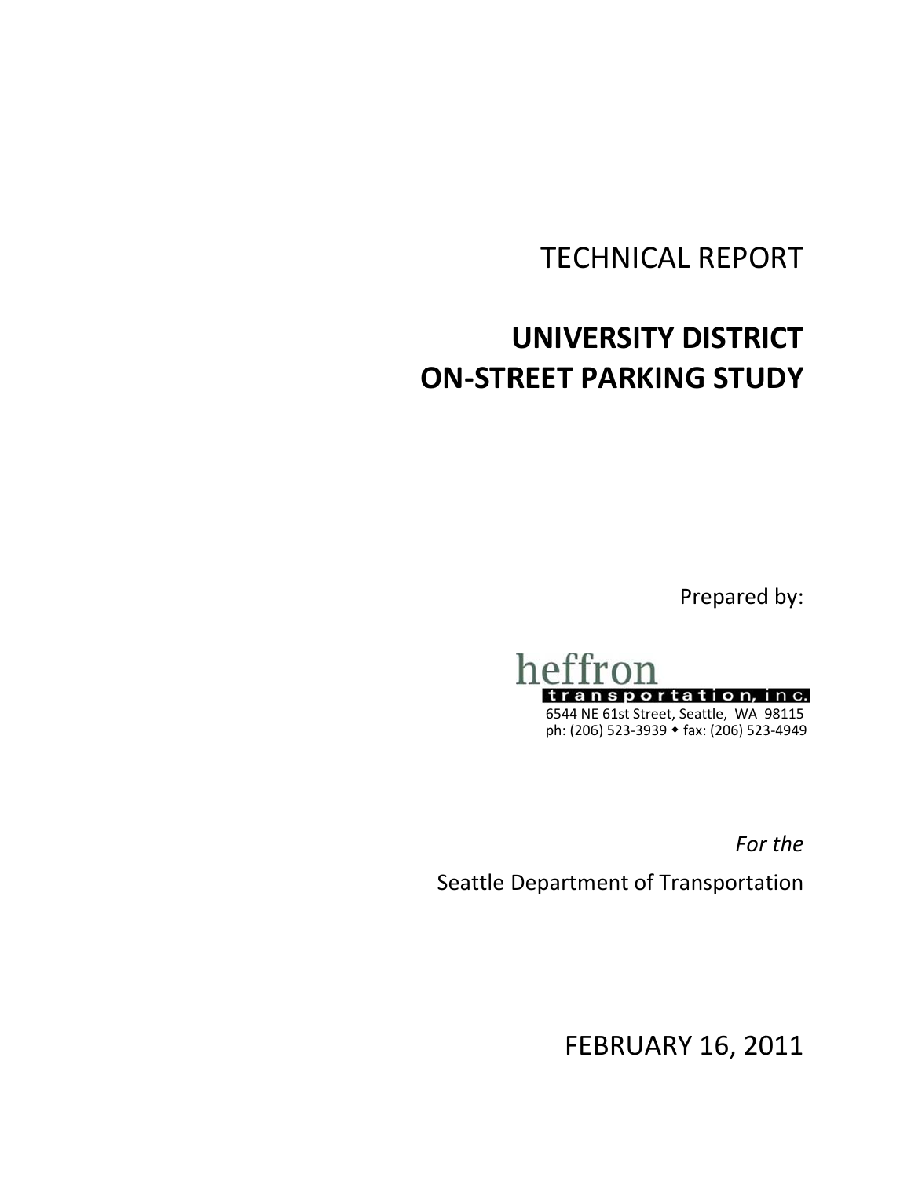# TECHNICAL REPORT

# UNIVERSITY DISTRICT ON-STREET PARKING STUDY

Prepared by:

heffron transportation, inc.

6544 NE 61st Street, Seattle, WA 98115
ph: (206) 523-3939 ◆ fax: (206) 523-4949

*For the*

Seattle Department of Transportation

FEBRUARY 16, 2011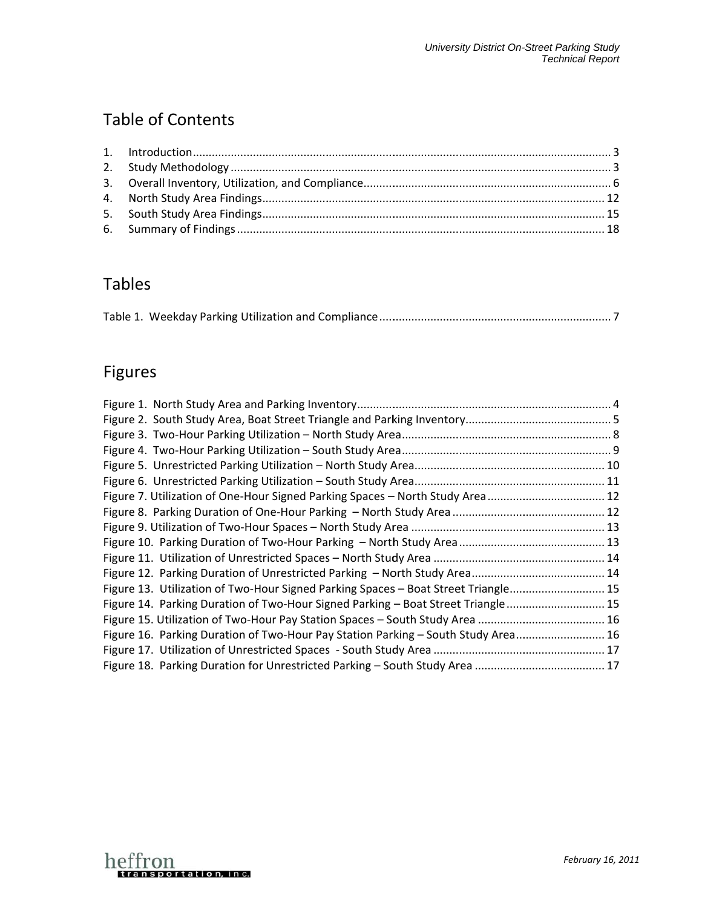## Table of Contents

1. Introduction .................................................................................................................................. 3
2. Study Methodology ....................................................................................................................... 3
3. Overall Inventory, Utilization, and Compliance............................................................................. 6
4. North Study Area Findings........................................................................................................... 12
5. South Study Area Findings........................................................................................................... 15
6. Summary of Findings .................................................................................................................. 18

## Tables

Table 1. Weekday Parking Utilization and Compliance ........................................................................ 7

## Figures

Figure 1. North Study Area and Parking Inventory............................................................................... 4
Figure 2. South Study Area, Boat Street Triangle and Parking Inventory............................................. 5
Figure 3. Two-Hour Parking Utilization – North Study Area................................................................. 8
Figure 4. Two-Hour Parking Utilization – South Study Area................................................................. 9
Figure 5. Unrestricted Parking Utilization – North Study Area........................................................... 10
Figure 6. Unrestricted Parking Utilization – South Study Area........................................................... 11
Figure 7. Utilization of One-Hour Signed Parking Spaces – North Study Area..................................... 12
Figure 8. Parking Duration of One-Hour Parking – North Study Area ................................................ 12
Figure 9. Utilization of Two-Hour Spaces – North Study Area ............................................................ 13
Figure 10. Parking Duration of Two-Hour Parking – North Study Area ............................................. 13
Figure 11. Utilization of Unrestricted Spaces – North Study Area ..................................................... 14
Figure 12. Parking Duration of Unrestricted Parking – North Study Area.......................................... 14
Figure 13. Utilization of Two-Hour Signed Parking Spaces – Boat Street Triangle.............................. 15
Figure 14. Parking Duration of Two-Hour Signed Parking – Boat Street Triangle ............................... 15
Figure 15. Utilization of Two-Hour Pay Station Spaces – South Study Area ........................................ 16
Figure 16. Parking Duration of Two-Hour Pay Station Parking – South Study Area............................ 16
Figure 17. Utilization of Unrestricted Spaces - South Study Area ...................................................... 17
Figure 18. Parking Duration for Unrestricted Parking – South Study Area ......................................... 17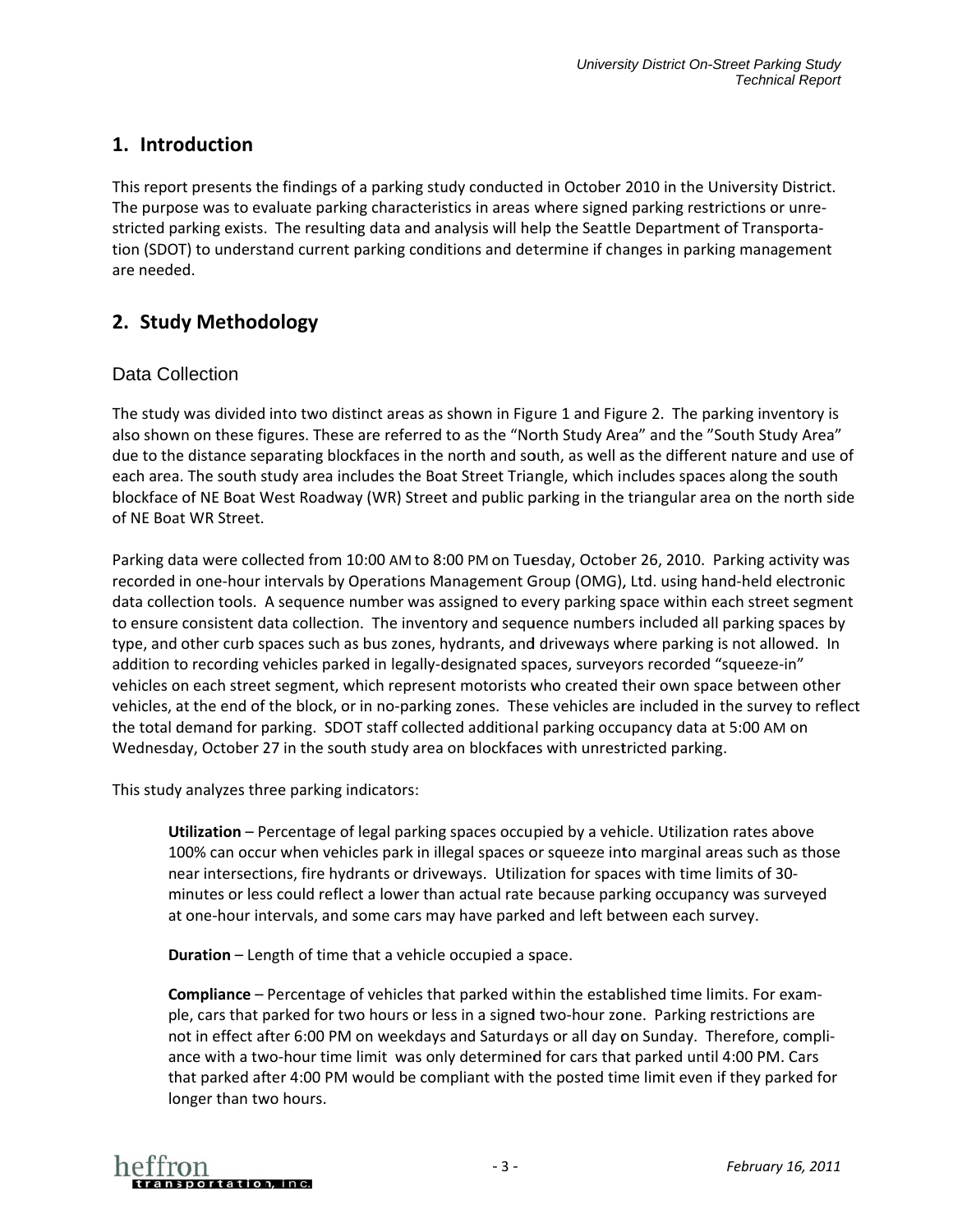## 1. Introduction

This report presents the findings of a parking study conducted in October 2010 in the University District. The purpose was to evaluate parking characteristics in areas where signed parking restrictions or unrestricted parking exists. The resulting data and analysis will help the Seattle Department of Transportation (SDOT) to understand current parking conditions and determine if changes in parking management are needed.

## 2. Study Methodology

### Data Collection

The study was divided into two distinct areas as shown in Figure 1 and Figure 2. The parking inventory is also shown on these figures. These are referred to as the "North Study Area" and the "South Study Area" due to the distance separating blockfaces in the north and south, as well as the different nature and use of each area. The south study area includes the Boat Street Triangle, which includes spaces along the south blockface of NE Boat West Roadway (WR) Street and public parking in the triangular area on the north side of NE Boat WR Street.

Parking data were collected from 10:00 AM to 8:00 PM on Tuesday, October 26, 2010. Parking activity was recorded in one-hour intervals by Operations Management Group (OMG), Ltd. using hand-held electronic data collection tools. A sequence number was assigned to every parking space within each street segment to ensure consistent data collection. The inventory and sequence numbers included all parking spaces by type, and other curb spaces such as bus zones, hydrants, and driveways where parking is not allowed. In addition to recording vehicles parked in legally-designated spaces, surveyors recorded "squeeze-in" vehicles on each street segment, which represent motorists who created their own space between other vehicles, at the end of the block, or in no-parking zones. These vehicles are included in the survey to reflect the total demand for parking. SDOT staff collected additional parking occupancy data at 5:00 AM on Wednesday, October 27 in the south study area on blockfaces with unrestricted parking.

This study analyzes three parking indicators:

**Utilization** – Percentage of legal parking spaces occupied by a vehicle. Utilization rates above 100% can occur when vehicles park in illegal spaces or squeeze into marginal areas such as those near intersections, fire hydrants or driveways. Utilization for spaces with time limits of 30-minutes or less could reflect a lower than actual rate because parking occupancy was surveyed at one-hour intervals, and some cars may have parked and left between each survey.

**Duration** – Length of time that a vehicle occupied a space.

**Compliance** – Percentage of vehicles that parked within the established time limits. For example, cars that parked for two hours or less in a signed two-hour zone. Parking restrictions are not in effect after 6:00 PM on weekdays and Saturdays or all day on Sunday. Therefore, compliance with a two-hour time limit was only determined for cars that parked until 4:00 PM. Cars that parked after 4:00 PM would be compliant with the posted time limit even if they parked for longer than two hours.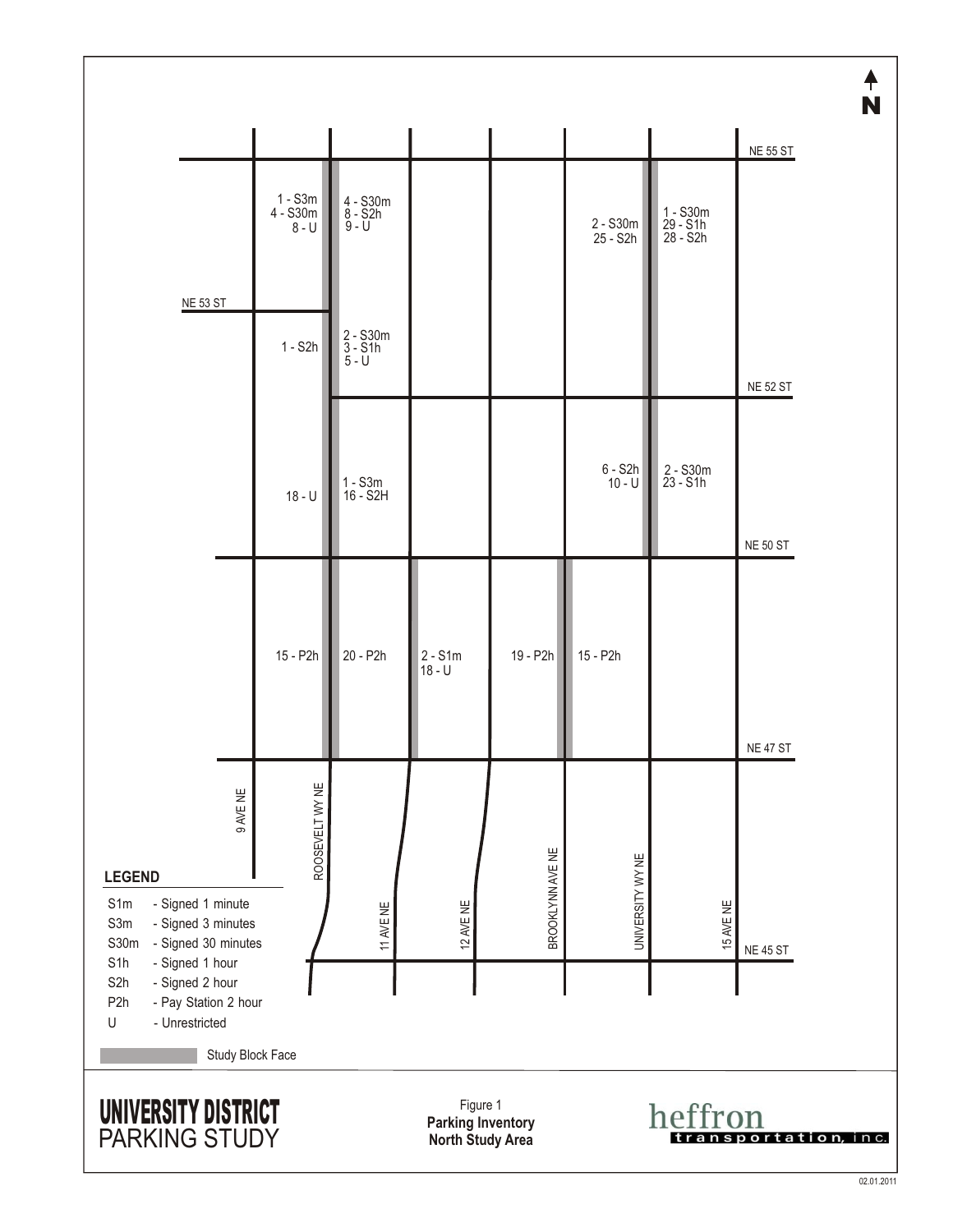N

NE 55 ST

NE 53 ST

NE 52 ST

NE 50 ST

NE 47 ST

NE 45 ST

9 AVE NE

ROOSEVELT WY NE

11 AVE NE

12 AVE NE

BROOKLYNN AVE NE

UNIVERSITY WY NE

15 AVE NE

1 - S3m
4 - S30m
8 - U

4 - S30m
8 - S2h
9 - U

2 - S30m
25 - S2h

1 - S30m
29 - S1h
28 - S2h

1 - S2h

2 - S30m
3 - S1h
5 - U

18 - U

1 - S3m
16 - S2H

6 - S2h
10 - U

2 - S30m
23 - S1h

15 - P2h

20 - P2h

2 - S1m
18 - U

19 - P2h

15 - P2h

**LEGEND**

| | |
|---|---|
| S1m | - Signed 1 minute |
| S3m | - Signed 3 minutes |
| S30m | - Signed 30 minutes |
| S1h | - Signed 1 hour |
| S2h | - Signed 2 hour |
| P2h | - Pay Station 2 hour |
| U | - Unrestricted |
| | Study Block Face |

**UNIVERSITY DISTRICT**
PARKING STUDY

Figure 1
**Parking Inventory**
**North Study Area**

heffron
transportation, inc.

02.01.2011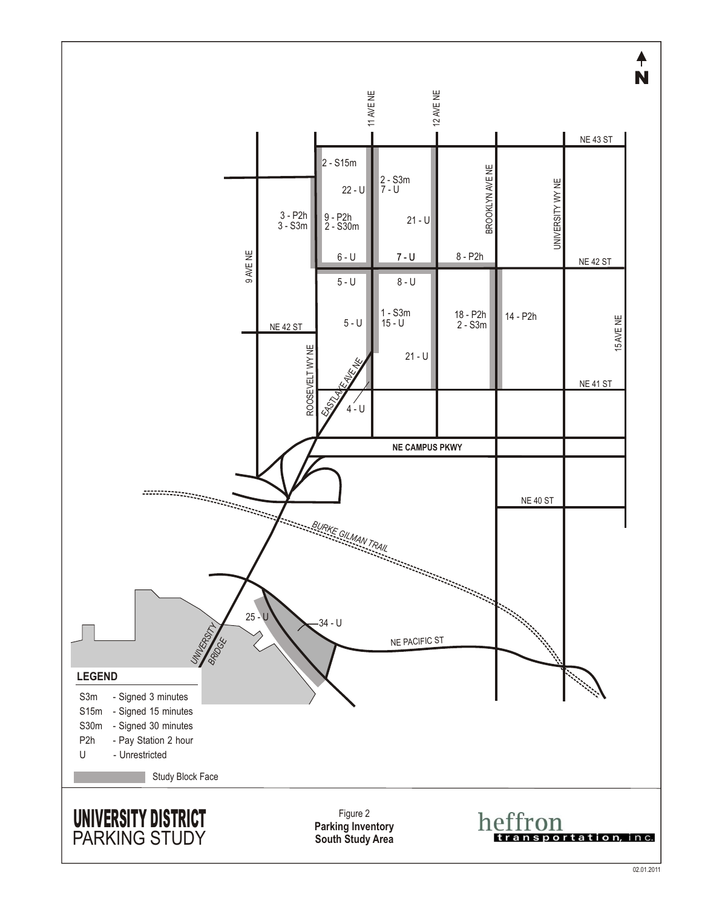**UNIVERSITY DISTRICT**
PARKING STUDY

Figure 2
**Parking Inventory**
**South Study Area**

heffron transportation, inc.

**LEGEND**

- S3m - Signed 3 minutes
- S15m - Signed 15 minutes
- S30m - Signed 30 minutes
- P2h - Pay Station 2 hour
- U - Unrestricted

Study Block Face

02.01.2011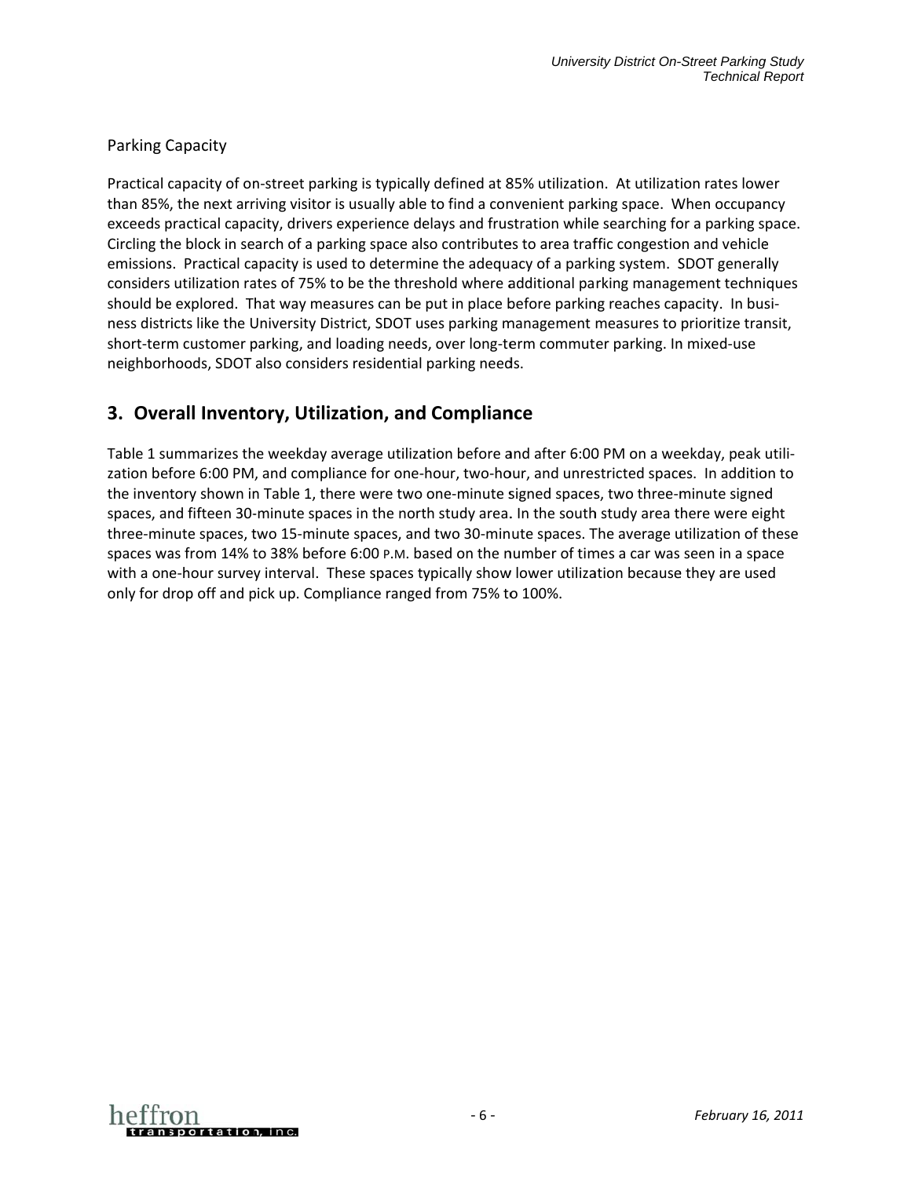### Parking Capacity

Practical capacity of on-street parking is typically defined at 85% utilization. At utilization rates lower than 85%, the next arriving visitor is usually able to find a convenient parking space. When occupancy exceeds practical capacity, drivers experience delays and frustration while searching for a parking space. Circling the block in search of a parking space also contributes to area traffic congestion and vehicle emissions. Practical capacity is used to determine the adequacy of a parking system. SDOT generally considers utilization rates of 75% to be the threshold where additional parking management techniques should be explored. That way measures can be put in place before parking reaches capacity. In business districts like the University District, SDOT uses parking management measures to prioritize transit, short-term customer parking, and loading needs, over long-term commuter parking. In mixed-use neighborhoods, SDOT also considers residential parking needs.

## 3. Overall Inventory, Utilization, and Compliance

Table 1 summarizes the weekday average utilization before and after 6:00 PM on a weekday, peak utilization before 6:00 PM, and compliance for one-hour, two-hour, and unrestricted spaces. In addition to the inventory shown in Table 1, there were two one-minute signed spaces, two three-minute signed spaces, and fifteen 30-minute spaces in the north study area. In the south study area there were eight three-minute spaces, two 15-minute spaces, and two 30-minute spaces. The average utilization of these spaces was from 14% to 38% before 6:00 P.M. based on the number of times a car was seen in a space with a one-hour survey interval. These spaces typically show lower utilization because they are used only for drop off and pick up. Compliance ranged from 75% to 100%.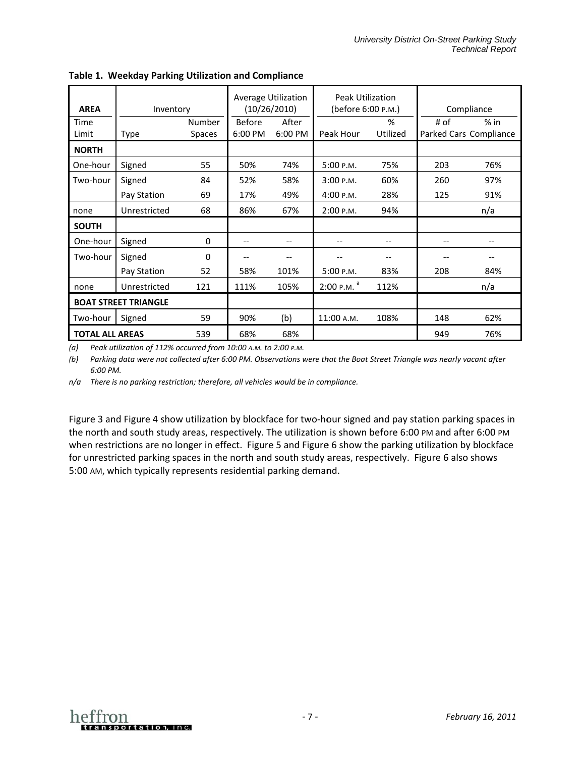**Table 1. Weekday Parking Utilization and Compliance**

| AREA | Inventory | | Average Utilization (10/26/2010) | | Peak Utilization (before 6:00 P.M.) | | Compliance | |
|---|---|---|---|---|---|---|---|---|
| Time Limit | Type | Number Spaces | Before 6:00 PM | After 6:00 PM | Peak Hour | % Utilized | # of Parked Cars | % in Compliance |
| **NORTH** | | | | | | | | |
| One-hour | Signed | 55 | 50% | 74% | 5:00 P.M. | 75% | 203 | 76% |
| Two-hour | Signed | 84 | 52% | 58% | 3:00 P.M. | 60% | 260 | 97% |
| | Pay Station | 69 | 17% | 49% | 4:00 P.M. | 28% | 125 | 91% |
| none | Unrestricted | 68 | 86% | 67% | 2:00 P.M. | 94% | | n/a |
| **SOUTH** | | | | | | | | |
| One-hour | Signed | 0 | -- | -- | -- | -- | -- | -- |
| Two-hour | Signed | 0 | -- | -- | -- | -- | -- | -- |
| | Pay Station | 52 | 58% | 101% | 5:00 P.M. | 83% | 208 | 84% |
| none | Unrestricted | 121 | 111% | 105% | 2:00 P.M. [a] | 112% | | n/a |
| **BOAT STREET TRIANGLE** | | | | | | | | |
| Two-hour | Signed | 59 | 90% | (b) | 11:00 A.M. | 108% | 148 | 62% |
| **TOTAL ALL AREAS** | | 539 | 68% | 68% | | | 949 | 76% |

*(a) Peak utilization of 112% occurred from 10:00 A.M. to 2:00 P.M.*

*(b) Parking data were not collected after 6:00 PM. Observations were that the Boat Street Triangle was nearly vacant after 6:00 PM.*

*n/a There is no parking restriction; therefore, all vehicles would be in compliance.*

Figure 3 and Figure 4 show utilization by blockface for two-hour signed and pay station parking spaces in the north and south study areas, respectively. The utilization is shown before 6:00 PM and after 6:00 PM when restrictions are no longer in effect. Figure 5 and Figure 6 show the parking utilization by blockface for unrestricted parking spaces in the north and south study areas, respectively. Figure 6 also shows 5:00 AM, which typically represents residential parking demand.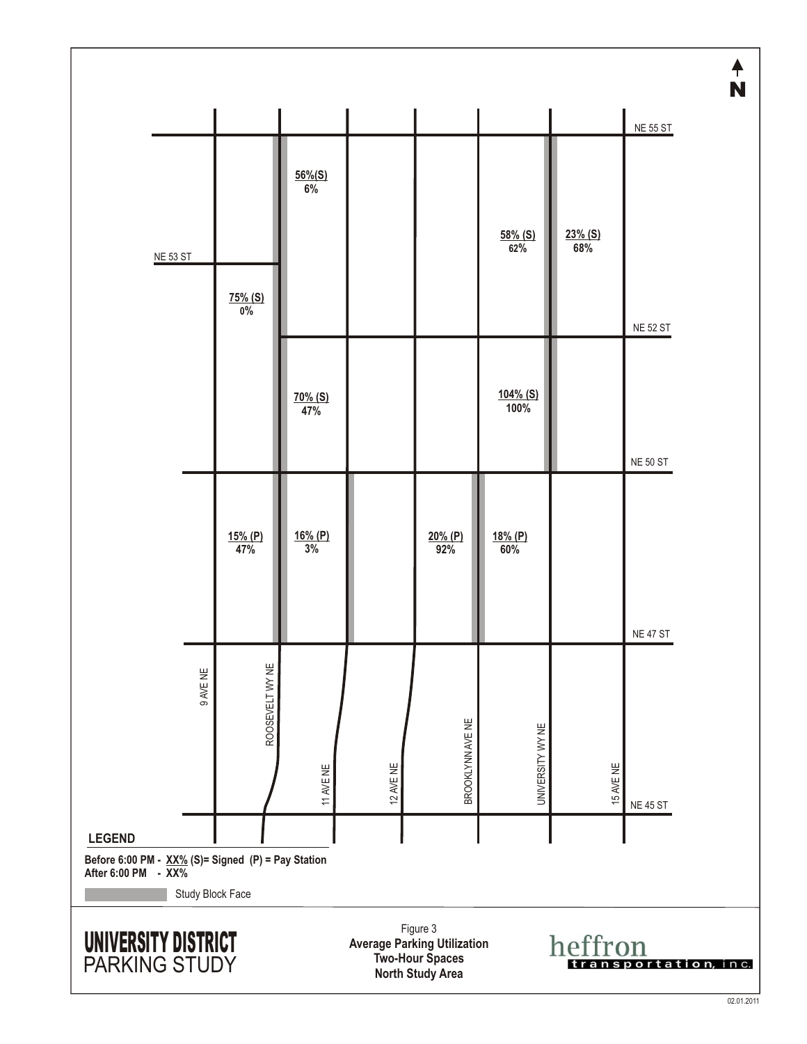Figure 3
**Average Parking Utilization**
**Two-Hour Spaces**
**North Study Area**

**UNIVERSITY DISTRICT**
PARKING STUDY

heffron transportation, inc.

| Location | Before 6:00 PM | After 6:00 PM |
|---|---|---|
| Roosevelt Wy NE (east side), NE 55 St – NE 52 St | 56%(S) | 6% |
| Roosevelt Wy NE (west side), NE 53 St – NE 50 St | 75% (S) | 0% |
| Roosevelt Wy NE (east side), NE 52 St – NE 50 St | 70% (S) | 47% |
| University Wy NE (west side), NE 55 St – NE 52 St | 58% (S) | 62% |
| University Wy NE (east side), NE 55 St – NE 52 St | 23% (S) | 68% |
| University Wy NE (west side), NE 52 St – NE 50 St | 104% (S) | 100% |
| Roosevelt Wy NE (west side), NE 50 St – NE 47 St | 15% (P) | 47% |
| Roosevelt Wy NE (east side), NE 50 St – NE 47 St | 16% (P) | 3% |
| Brooklynn Ave NE (west side), NE 50 St – NE 47 St | 20% (P) | 92% |
| Brooklynn Ave NE (east side), NE 50 St – NE 47 St | 18% (P) | 60% |

**LEGEND**

**Before 6:00 PM - XX% (S)= Signed (P) = Pay Station**
**After 6:00 PM - XX%**

Study Block Face

02.01.2011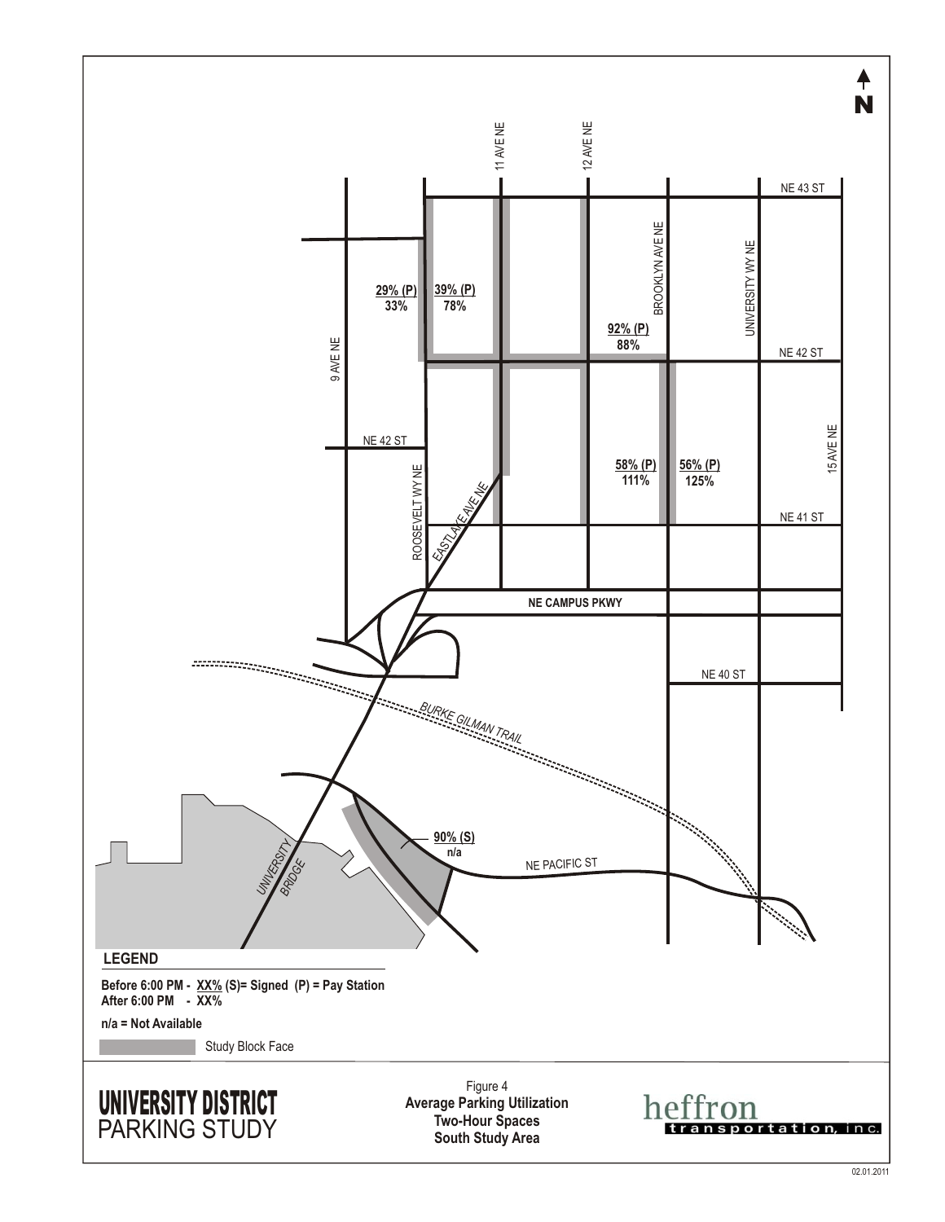N

11 AVE NE

12 AVE NE

NE 43 ST

BROOKLYN AVE NE

UNIVERSITY WY NE

29% (P)
33%

39% (P)
78%

92% (P)
88%

NE 42 ST

9 AVE NE

NE 42 ST

15 AVE NE

58% (P)
111%

56% (P)
125%

ROOSEVELT WY NE

EASTLAKE AVE NE

NE 41 ST

NE CAMPUS PKWY

NE 40 ST

BURKE GILMAN TRAIL

90% (S)
n/a

UNIVERSITY BRIDGE

NE PACIFIC ST

**LEGEND**

**Before 6:00 PM - XX% (S)= Signed (P) = Pay Station**
**After 6:00 PM - XX%**

**n/a = Not Available**

Study Block Face

**UNIVERSITY DISTRICT**
PARKING STUDY

Figure 4
**Average Parking Utilization**
**Two-Hour Spaces**
**South Study Area**

heffron
transportation, inc.

02.01.2011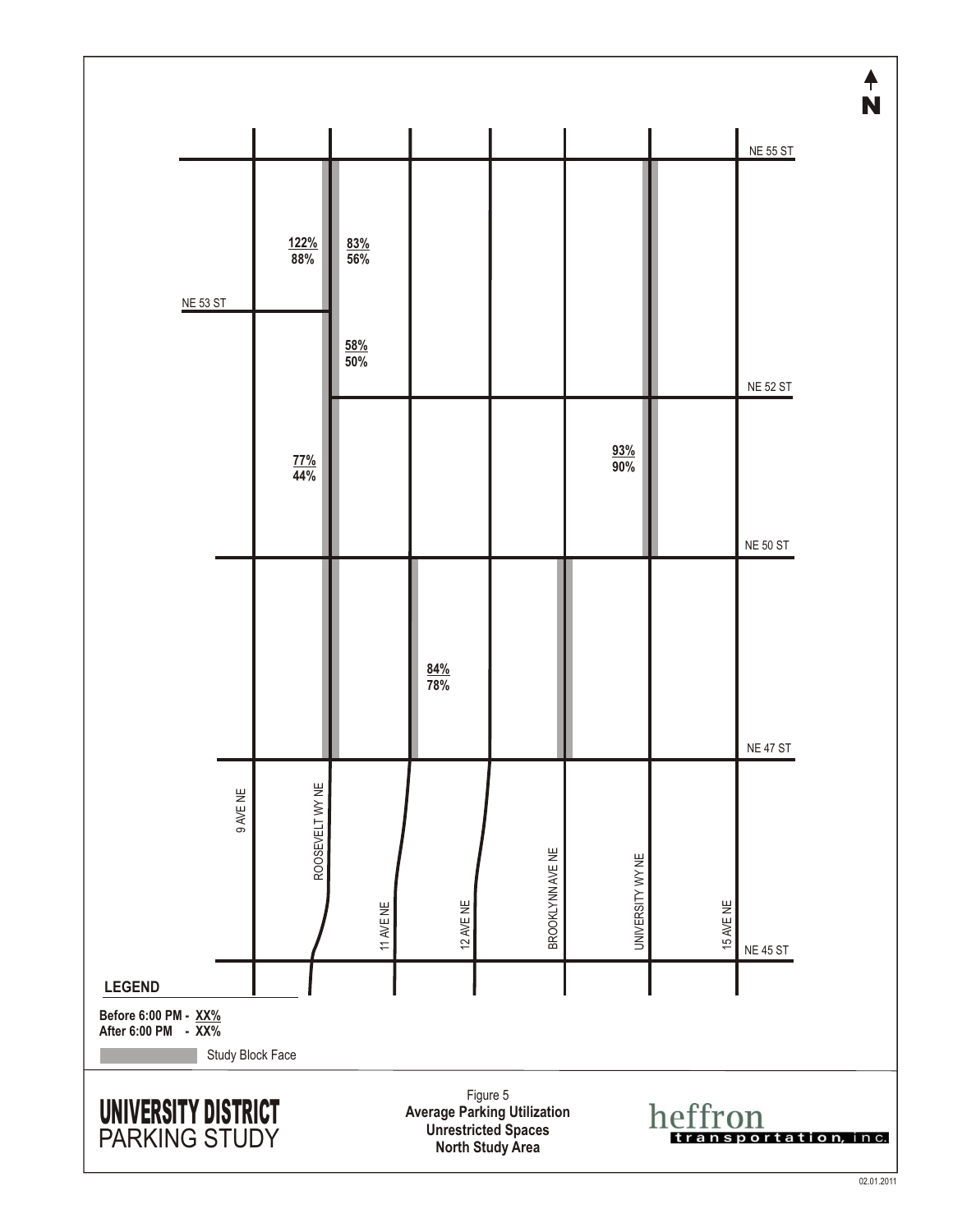NE 55 ST

NE 53 ST

NE 52 ST

NE 50 ST

NE 47 ST

NE 45 ST

9 AVE NE

ROOSEVELT WY NE

11 AVE NE

12 AVE NE

BROOKLYNN AVE NE

UNIVERSITY WY NE

15 AVE NE

122%
88%

83%
56%

58%
50%

77%
44%

93%
90%

84%
78%

**LEGEND**

**Before 6:00 PM - XX%**
**After 6:00 PM - XX%**

Study Block Face

# UNIVERSITY DISTRICT PARKING STUDY

Figure 5
**Average Parking Utilization**
**Unrestricted Spaces**
**North Study Area**

heffron transportation, inc.

02.01.2011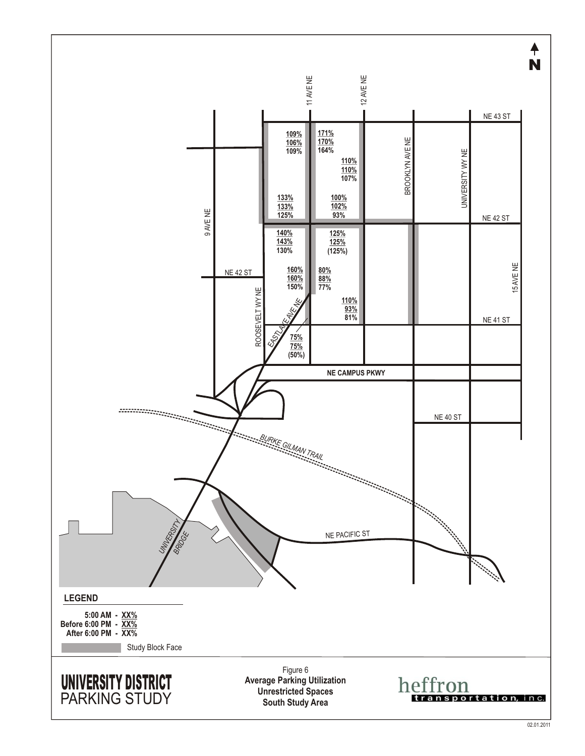**Figure 6**
**Average Parking Utilization**
**Unrestricted Spaces**
**South Study Area**

**UNIVERSITY DISTRICT**
PARKING STUDY

**LEGEND**

5:00 AM - XX%
Before 6:00 PM - XX%
After 6:00 PM - XX%

Study Block Face

heffron transportation, inc.

02.01.2011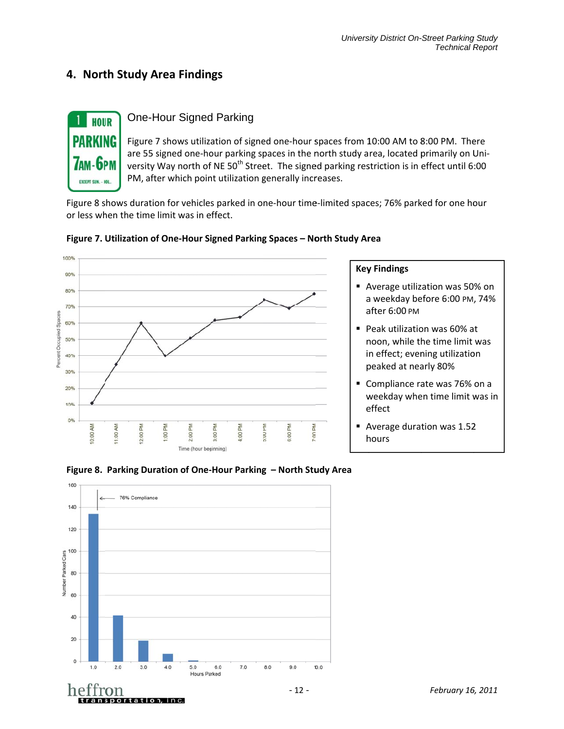# 4. North Study Area Findings

## One-Hour Signed Parking

Figure 7 shows utilization of signed one-hour spaces from 10:00 AM to 8:00 PM. There are 55 signed one-hour parking spaces in the north study area, located primarily on University Way north of NE 50th Street. The signed parking restriction is in effect until 6:00 PM, after which point utilization generally increases.

Figure 8 shows duration for vehicles parked in one-hour time-limited spaces; 76% parked for one hour or less when the time limit was in effect.

**Figure 7. Utilization of One-Hour Signed Parking Spaces – North Study Area**

**Key Findings**

- Average utilization was 50% on a weekday before 6:00 PM, 74% after 6:00 PM
- Peak utilization was 60% at noon, while the time limit was in effect; evening utilization peaked at nearly 80%
- Compliance rate was 76% on a weekday when time limit was in effect
- Average duration was 1.52 hours

**Figure 8. Parking Duration of One-Hour Parking – North Study Area**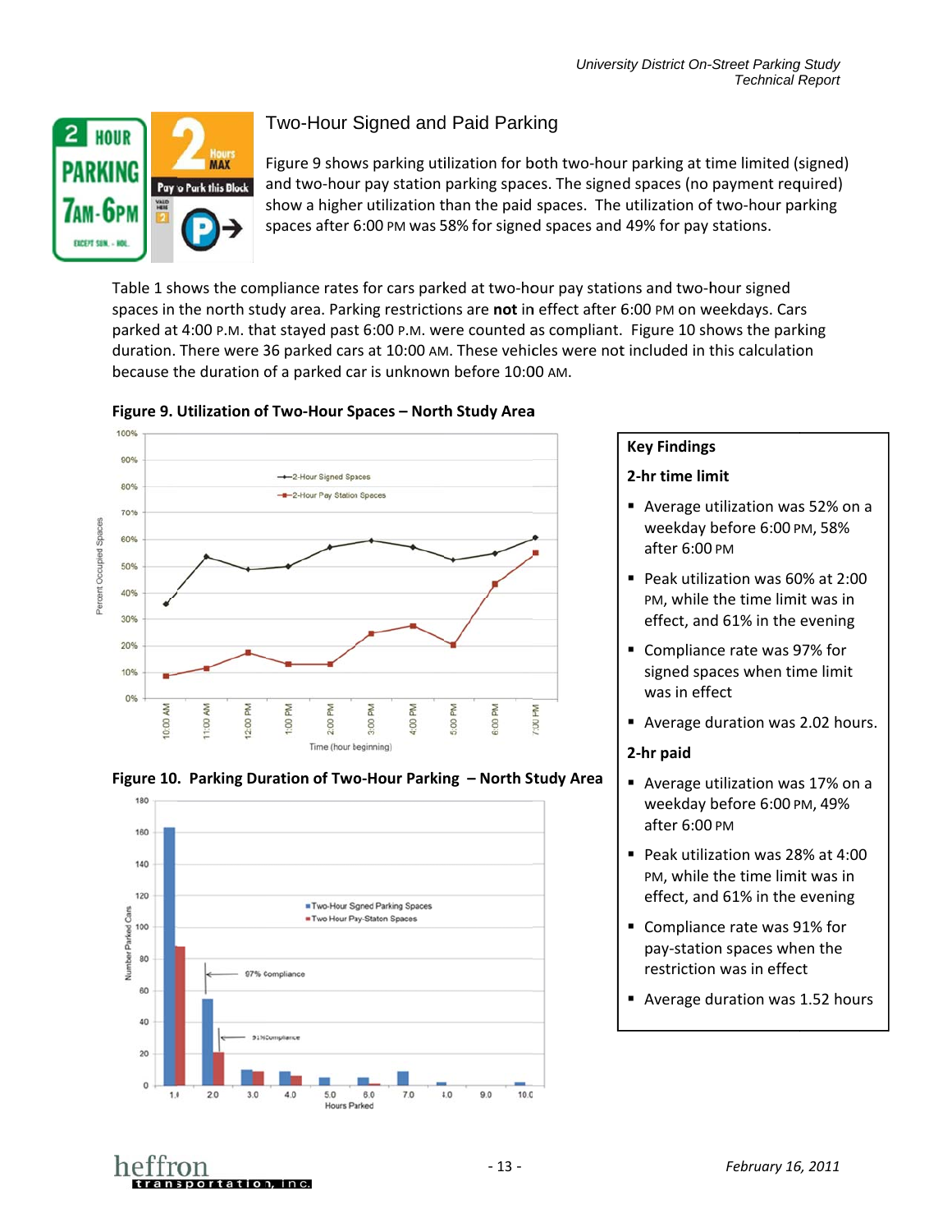## Two-Hour Signed and Paid Parking

Figure 9 shows parking utilization for both two-hour parking at time limited (signed) and two-hour pay station parking spaces. The signed spaces (no payment required) show a higher utilization than the paid spaces. The utilization of two-hour parking spaces after 6:00 PM was 58% for signed spaces and 49% for pay stations.

Table 1 shows the compliance rates for cars parked at two-hour pay stations and two-hour signed spaces in the north study area. Parking restrictions are **not** in effect after 6:00 PM on weekdays. Cars parked at 4:00 P.M. that stayed past 6:00 P.M. were counted as compliant. Figure 10 shows the parking duration. There were 36 parked cars at 10:00 AM. These vehicles were not included in this calculation because the duration of a parked car is unknown before 10:00 AM.

**Figure 9. Utilization of Two-Hour Spaces – North Study Area**

**Figure 10. Parking Duration of Two-Hour Parking – North Study Area**

**Key Findings**

**2-hr time limit**

- Average utilization was 52% on a weekday before 6:00 PM, 58% after 6:00 PM
- Peak utilization was 60% at 2:00 PM, while the time limit was in effect, and 61% in the evening
- Compliance rate was 97% for signed spaces when time limit was in effect
- Average duration was 2.02 hours.

**2-hr paid**

- Average utilization was 17% on a weekday before 6:00 PM, 49% after 6:00 PM
- Peak utilization was 28% at 4:00 PM, while the time limit was in effect, and 61% in the evening
- Compliance rate was 91% for pay-station spaces when the restriction was in effect
- Average duration was 1.52 hours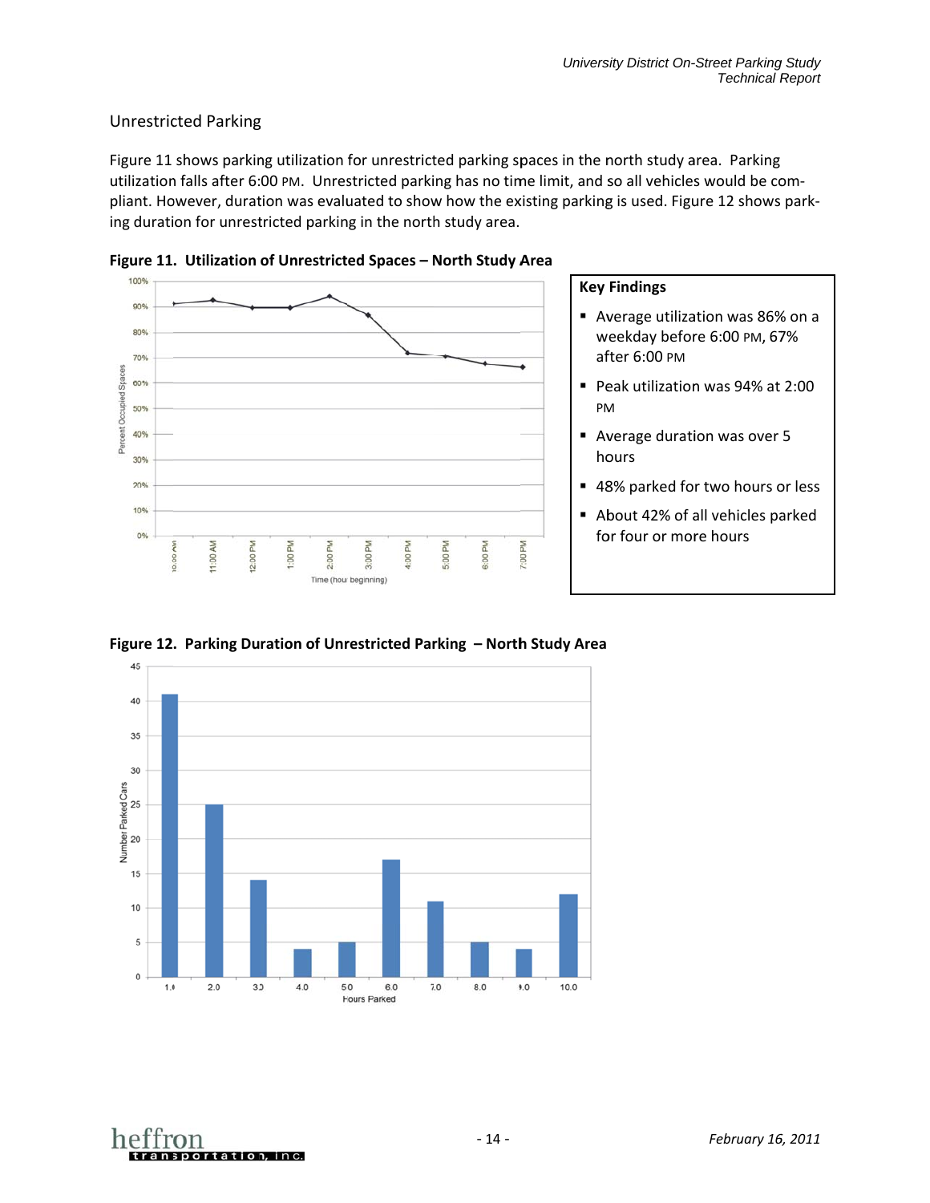## Unrestricted Parking

Figure 11 shows parking utilization for unrestricted parking spaces in the north study area. Parking utilization falls after 6:00 PM. Unrestricted parking has no time limit, and so all vehicles would be compliant. However, duration was evaluated to show how the existing parking is used. Figure 12 shows parking duration for unrestricted parking in the north study area.

**Figure 11. Utilization of Unrestricted Spaces – North Study Area**

**Key Findings**

- Average utilization was 86% on a weekday before 6:00 PM, 67% after 6:00 PM
- Peak utilization was 94% at 2:00 PM
- Average duration was over 5 hours
- 48% parked for two hours or less
- About 42% of all vehicles parked for four or more hours

**Figure 12. Parking Duration of Unrestricted Parking – North Study Area**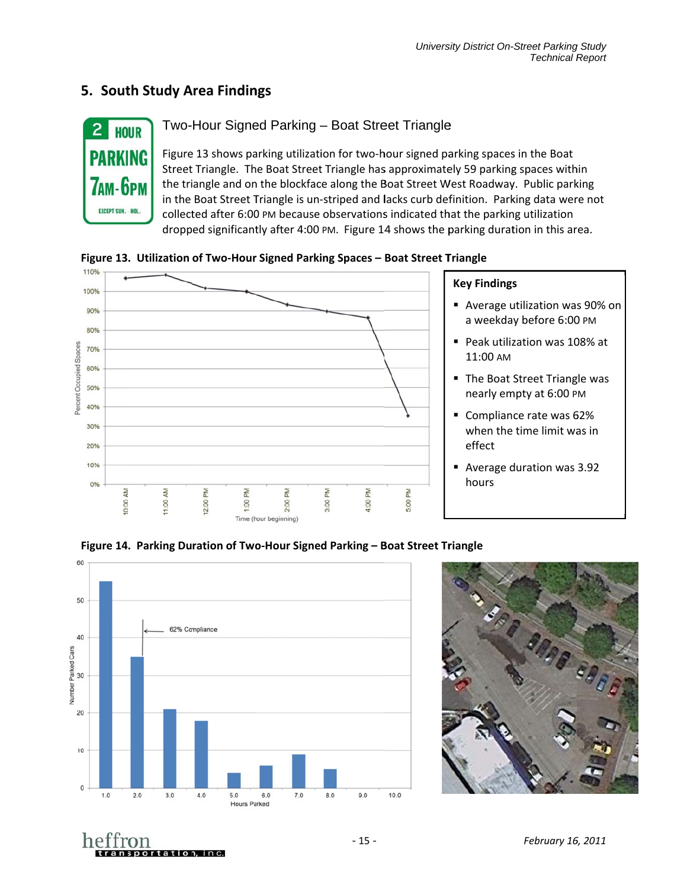## 5. South Study Area Findings

### Two-Hour Signed Parking – Boat Street Triangle

Figure 13 shows parking utilization for two-hour signed parking spaces in the Boat Street Triangle. The Boat Street Triangle has approximately 59 parking spaces within the triangle and on the blockface along the Boat Street West Roadway. Public parking in the Boat Street Triangle is un-striped and lacks curb definition. Parking data were not collected after 6:00 PM because observations indicated that the parking utilization dropped significantly after 4:00 PM. Figure 14 shows the parking duration in this area.

**Figure 13. Utilization of Two-Hour Signed Parking Spaces – Boat Street Triangle**

**Key Findings**

- Average utilization was 90% on a weekday before 6:00 PM
- Peak utilization was 108% at 11:00 AM
- The Boat Street Triangle was nearly empty at 6:00 PM
- Compliance rate was 62% when the time limit was in effect
- Average duration was 3.92 hours

**Figure 14. Parking Duration of Two-Hour Signed Parking – Boat Street Triangle**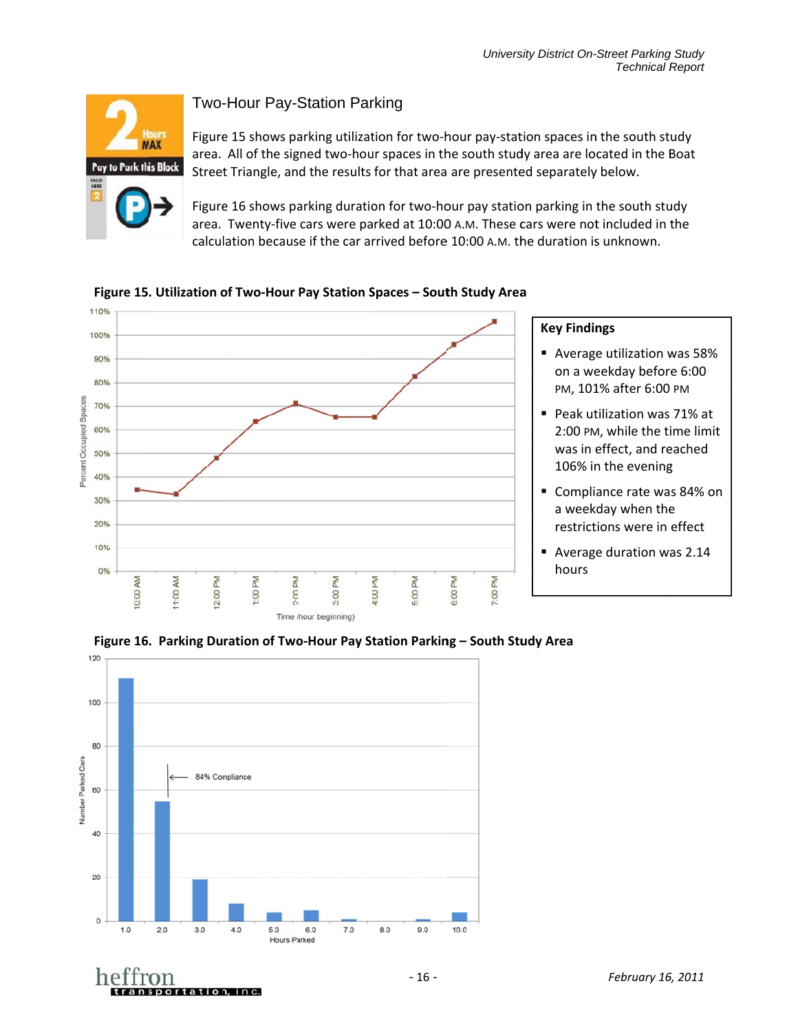## Two-Hour Pay-Station Parking

Figure 15 shows parking utilization for two-hour pay-station spaces in the south study area. All of the signed two-hour spaces in the south study area are located in the Boat Street Triangle, and the results for that area are presented separately below.

Figure 16 shows parking duration for two-hour pay station parking in the south study area. Twenty-five cars were parked at 10:00 A.M. These cars were not included in the calculation because if the car arrived before 10:00 A.M. the duration is unknown.

**Figure 15. Utilization of Two-Hour Pay Station Spaces – South Study Area**

**Key Findings**

- Average utilization was 58% on a weekday before 6:00 PM, 101% after 6:00 PM
- Peak utilization was 71% at 2:00 PM, while the time limit was in effect, and reached 106% in the evening
- Compliance rate was 84% on a weekday when the restrictions were in effect
- Average duration was 2.14 hours

**Figure 16. Parking Duration of Two-Hour Pay Station Parking – South Study Area**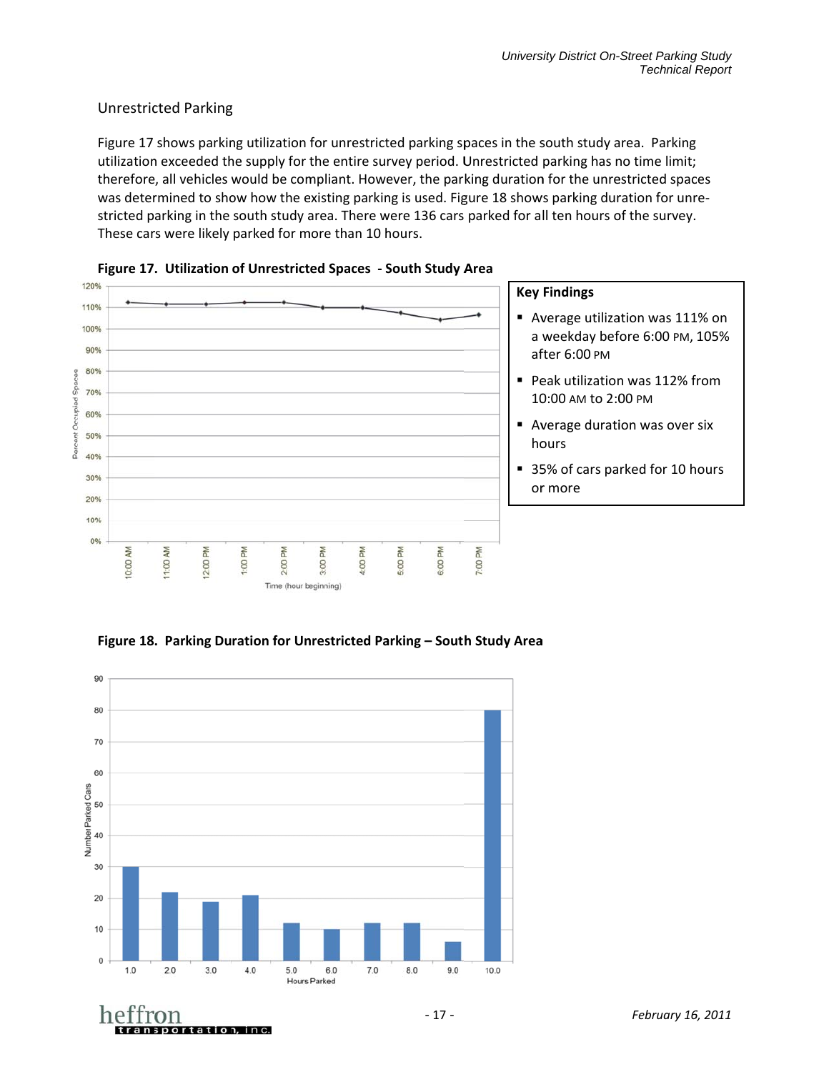## Unrestricted Parking

Figure 17 shows parking utilization for unrestricted parking spaces in the south study area. Parking utilization exceeded the supply for the entire survey period. Unrestricted parking has no time limit; therefore, all vehicles would be compliant. However, the parking duration for the unrestricted spaces was determined to show how the existing parking is used. Figure 18 shows parking duration for unrestricted parking in the south study area. There were 136 cars parked for all ten hours of the survey. These cars were likely parked for more than 10 hours.

**Figure 17. Utilization of Unrestricted Spaces - South Study Area**

**Key Findings**

- Average utilization was 111% on a weekday before 6:00 PM, 105% after 6:00 PM
- Peak utilization was 112% from 10:00 AM to 2:00 PM
- Average duration was over six hours
- 35% of cars parked for 10 hours or more

**Figure 18. Parking Duration for Unrestricted Parking – South Study Area**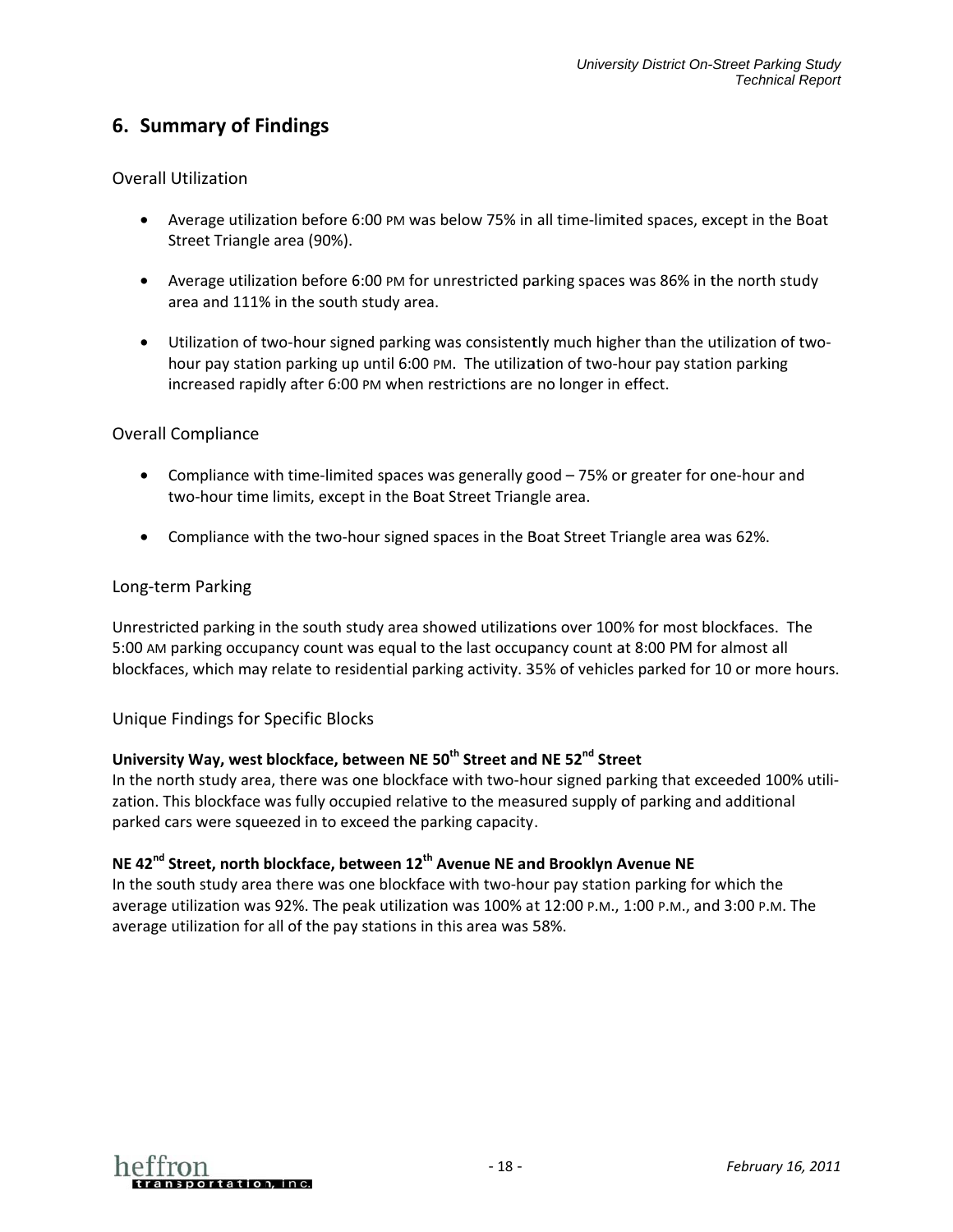# 6. Summary of Findings

## Overall Utilization

- Average utilization before 6:00 PM was below 75% in all time-limited spaces, except in the Boat Street Triangle area (90%).
- Average utilization before 6:00 PM for unrestricted parking spaces was 86% in the north study area and 111% in the south study area.
- Utilization of two-hour signed parking was consistently much higher than the utilization of two-hour pay station parking up until 6:00 PM. The utilization of two-hour pay station parking increased rapidly after 6:00 PM when restrictions are no longer in effect.

## Overall Compliance

- Compliance with time-limited spaces was generally good – 75% or greater for one-hour and two-hour time limits, except in the Boat Street Triangle area.
- Compliance with the two-hour signed spaces in the Boat Street Triangle area was 62%.

## Long-term Parking

Unrestricted parking in the south study area showed utilizations over 100% for most blockfaces. The 5:00 AM parking occupancy count was equal to the last occupancy count at 8:00 PM for almost all blockfaces, which may relate to residential parking activity. 35% of vehicles parked for 10 or more hours.

## Unique Findings for Specific Blocks

**University Way, west blockface, between NE 50th Street and NE 52nd Street**
In the north study area, there was one blockface with two-hour signed parking that exceeded 100% utilization. This blockface was fully occupied relative to the measured supply of parking and additional parked cars were squeezed in to exceed the parking capacity.

**NE 42nd Street, north blockface, between 12th Avenue NE and Brooklyn Avenue NE**
In the south study area there was one blockface with two-hour pay station parking for which the average utilization was 92%. The peak utilization was 100% at 12:00 P.M., 1:00 P.M., and 3:00 P.M. The average utilization for all of the pay stations in this area was 58%.